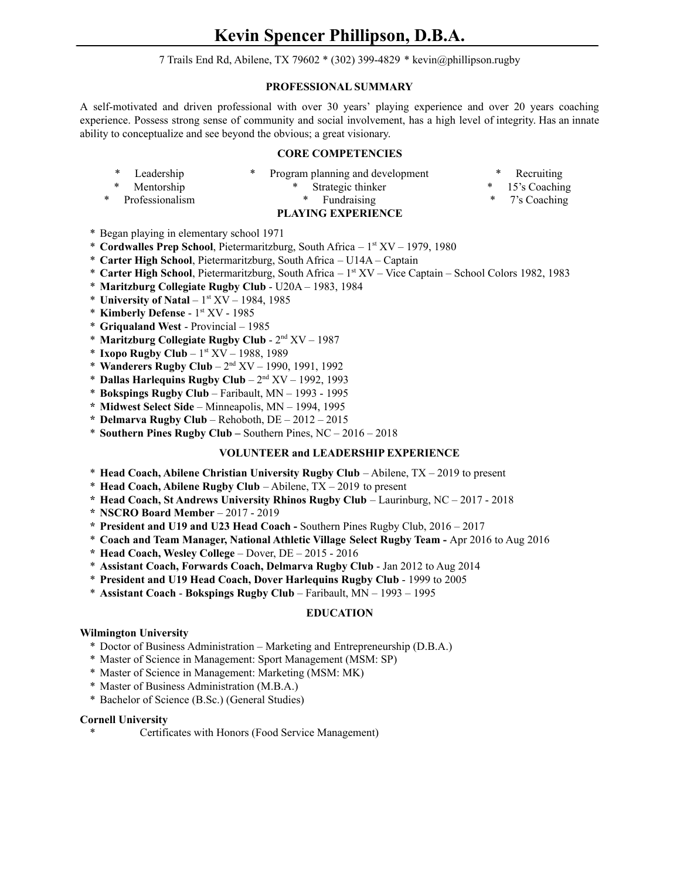# Kevin Spencer Phillipson, D.B.A.

7 Trails End Rd, Abilene, TX 79602 * (302) 399-4829 * kevin@phillipson.rugby

## PROFESSIONAL SUMMARY

A self-motivated and driven professional with over 30 years' playing experience and over 20 years coaching experience. Possess strong sense of community and social involvement, has a high level of integrity. Has an innate ability to conceptualize and see beyond the obvious; a great visionary.

## CORE COMPETENCIES

- Leadership
- Mentorship
- Professionalism
- Program planning and development
- Strategic thinker
- Fundraising
- Recruiting
- 15's Coaching
- 7's Coaching

## PLAYING EXPERIENCE

- Began playing in elementary school 1971
- **Cordwalles Prep School**, Pietermaritzburg, South Africa – 1st XV – 1979, 1980
- **Carter High School**, Pietermaritzburg, South Africa – U14A – Captain
- **Carter High School**, Pietermaritzburg, South Africa – 1st XV – Vice Captain – School Colors 1982, 1983
- **Maritzburg Collegiate Rugby Club** - U20A – 1983, 1984
- **University of Natal** – 1st XV – 1984, 1985
- **Kimberly Defense** - 1st XV - 1985
- **Griqualand West** - Provincial – 1985
- **Maritzburg Collegiate Rugby Club** - 2nd XV – 1987
- **Ixopo Rugby Club** – 1st XV – 1988, 1989
- **Wanderers Rugby Club** – 2nd XV – 1990, 1991, 1992
- **Dallas Harlequins Rugby Club** – 2nd XV – 1992, 1993
- **Bokspings Rugby Club** – Faribault, MN – 1993 - 1995
- **Midwest Select Side** – Minneapolis, MN – 1994, 1995
- **Delmarva Rugby Club** – Rehoboth, DE – 2012 – 2015
- **Southern Pines Rugby Club –** Southern Pines, NC – 2016 – 2018

## VOLUNTEER and LEADERSHIP EXPERIENCE

- **Head Coach, Abilene Christian University Rugby Club** – Abilene, TX – 2019 to present
- **Head Coach, Abilene Rugby Club** – Abilene, TX – 2019 to present
- **Head Coach, St Andrews University Rhinos Rugby Club** – Laurinburg, NC – 2017 - 2018
- **NSCRO Board Member** – 2017 - 2019
- **President and U19 and U23 Head Coach -** Southern Pines Rugby Club, 2016 – 2017
- **Coach and Team Manager, National Athletic Village Select Rugby Team -** Apr 2016 to Aug 2016
- **Head Coach, Wesley College** – Dover, DE – 2015 - 2016
- **Assistant Coach, Forwards Coach, Delmarva Rugby Club** - Jan 2012 to Aug 2014
- **President and U19 Head Coach, Dover Harlequins Rugby Club** - 1999 to 2005
- **Assistant Coach** - **Bokspings Rugby Club** – Faribault, MN – 1993 – 1995

## EDUCATION

**Wilmington University**

- Doctor of Business Administration – Marketing and Entrepreneurship (D.B.A.)
- Master of Science in Management: Sport Management (MSM: SP)
- Master of Science in Management: Marketing (MSM: MK)
- Master of Business Administration (M.B.A.)
- Bachelor of Science (B.Sc.) (General Studies)

**Cornell University**

- Certificates with Honors (Food Service Management)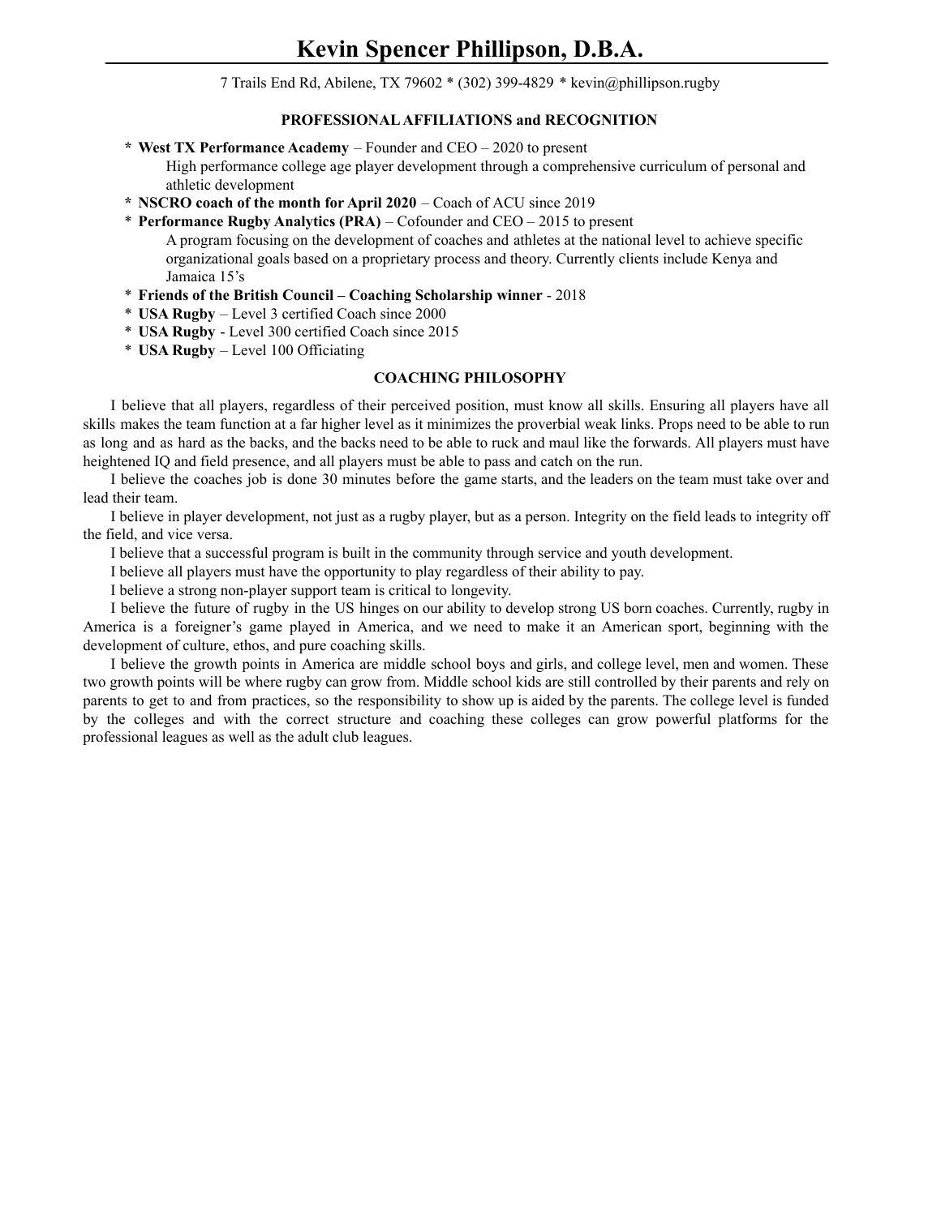# Kevin Spencer Phillipson, D.B.A.

7 Trails End Rd, Abilene, TX 79602 * (302) 399-4829 * kevin@phillipson.rugby

### PROFESSIONAL AFFILIATIONS and RECOGNITION

* **West TX Performance Academy** – Founder and CEO – 2020 to present
  High performance college age player development through a comprehensive curriculum of personal and athletic development
* **NSCRO coach of the month for April 2020** – Coach of ACU since 2019
* **Performance Rugby Analytics (PRA)** – Cofounder and CEO – 2015 to present
  A program focusing on the development of coaches and athletes at the national level to achieve specific organizational goals based on a proprietary process and theory. Currently clients include Kenya and Jamaica 15's
* **Friends of the British Council – Coaching Scholarship winner** - 2018
* **USA Rugby** – Level 3 certified Coach since 2000
* **USA Rugby** - Level 300 certified Coach since 2015
* **USA Rugby** – Level 100 Officiating

### COACHING PHILOSOPHY

I believe that all players, regardless of their perceived position, must know all skills. Ensuring all players have all skills makes the team function at a far higher level as it minimizes the proverbial weak links. Props need to be able to run as long and as hard as the backs, and the backs need to be able to ruck and maul like the forwards. All players must have heightened IQ and field presence, and all players must be able to pass and catch on the run.

I believe the coaches job is done 30 minutes before the game starts, and the leaders on the team must take over and lead their team.

I believe in player development, not just as a rugby player, but as a person. Integrity on the field leads to integrity off the field, and vice versa.

I believe that a successful program is built in the community through service and youth development.

I believe all players must have the opportunity to play regardless of their ability to pay.

I believe a strong non-player support team is critical to longevity.

I believe the future of rugby in the US hinges on our ability to develop strong US born coaches. Currently, rugby in America is a foreigner's game played in America, and we need to make it an American sport, beginning with the development of culture, ethos, and pure coaching skills.

I believe the growth points in America are middle school boys and girls, and college level, men and women. These two growth points will be where rugby can grow from. Middle school kids are still controlled by their parents and rely on parents to get to and from practices, so the responsibility to show up is aided by the parents. The college level is funded by the colleges and with the correct structure and coaching these colleges can grow powerful platforms for the professional leagues as well as the adult club leagues.